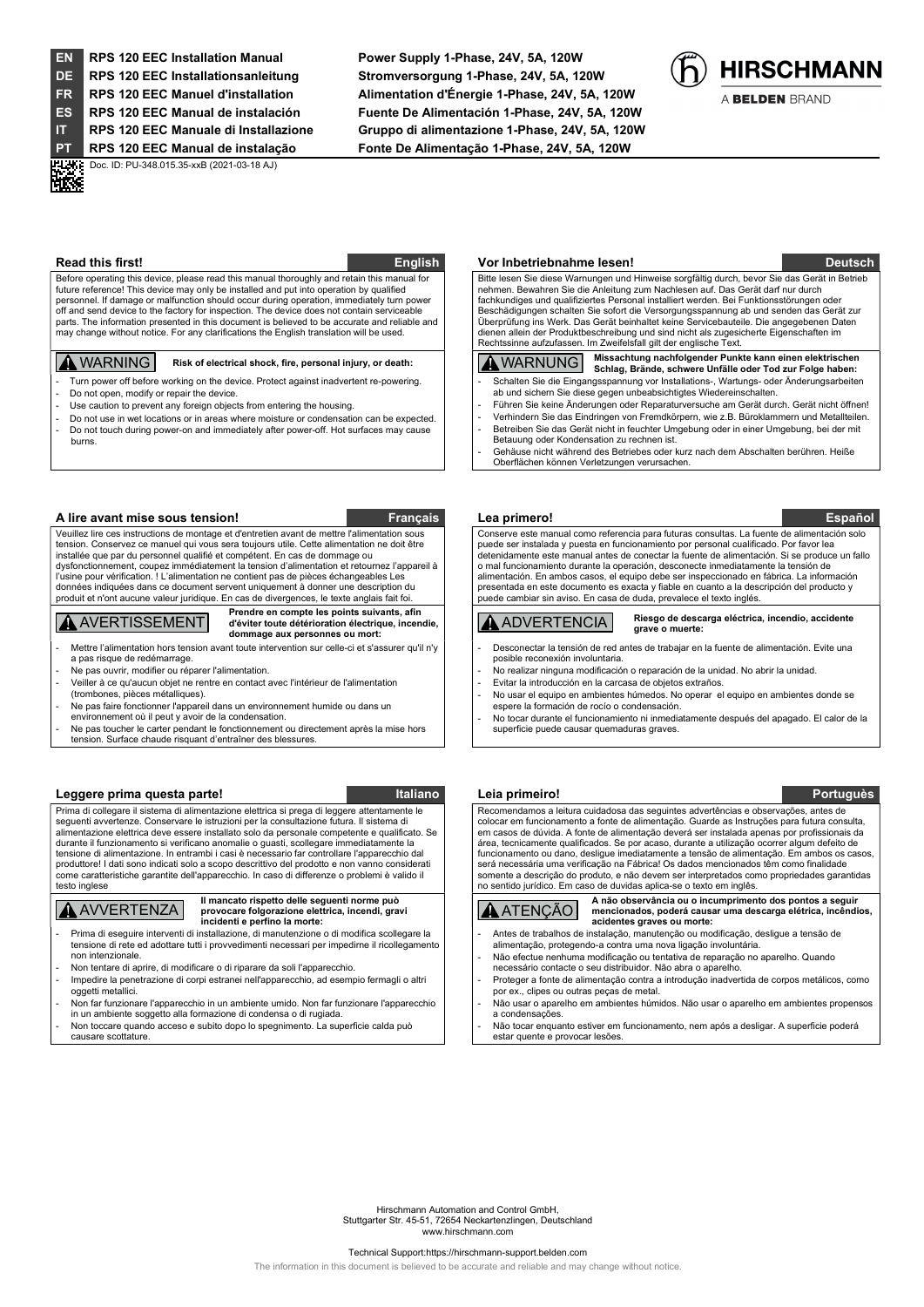| | | |
|---|---|---|
| EN | RPS 120 EEC Installation Manual | Power Supply 1-Phase, 24V, 5A, 120W |
| DE | RPS 120 EEC Installationsanleitung | Stromversorgung 1-Phase, 24V, 5A, 120W |
| FR | RPS 120 EEC Manuel d'installation | Alimentation d'Énergie 1-Phase, 24V, 5A, 120W |
| ES | RPS 120 EEC Manual de instalación | Fuente De Alimentación 1-Phase, 24V, 5A, 120W |
| IT | RPS 120 EEC Manuale di Installazione | Gruppo di alimentazione 1-Phase, 24V, 5A, 120W |
| PT | RPS 120 EEC Manual de instalação | Fonte De Alimentação 1-Phase, 24V, 5A, 120W |

HIRSCHMANN
A BELDEN BRAND

Doc. ID: PU-348.015.35-xxB (2021-03-18 AJ)

## Read this first! — English

Before operating this device, please read this manual thoroughly and retain this manual for future reference! This device may only be installed and put into operation by qualified personnel. If damage or malfunction should occur during operation, immediately turn power off and send device to the factory for inspection. The device does not contain serviceable parts. The information presented in this document is believed to be accurate and reliable and may change without notice. For any clarifications the English translation will be used.

**⚠ WARNING** **Risk of electrical shock, fire, personal injury, or death:**

- Turn power off before working on the device. Protect against inadvertent re-powering.
- Do not open, modify or repair the device.
- Use caution to prevent any foreign objects from entering the housing.
- Do not use in wet locations or in areas where moisture or condensation can be expected.
- Do not touch during power-on and immediately after power-off. Hot surfaces may cause burns.

## Vor Inbetriebnahme lesen! — Deutsch

Bitte lesen Sie diese Warnungen und Hinweise sorgfältig durch, bevor Sie das Gerät in Betrieb nehmen. Bewahren Sie die Anleitung zum Nachlesen auf. Das Gerät darf nur durch fachkundiges und qualifiziertes Personal installiert werden. Bei Funktionsstörungen oder Beschädigungen schalten Sie sofort die Versorgungsspannung ab und senden das Gerät zur Überprüfung ins Werk. Das Gerät beinhaltet keine Servicebauteile. Die angegebenen Daten dienen allein der Produktbeschreibung und sind nicht als zugesicherte Eigenschaften im Rechtssinne aufzufassen. Im Zweifelsfall gilt der englische Text.

**⚠ WARNUNG** **Missachtung nachfolgender Punkte kann einen elektrischen Schlag, Brände, schwere Unfälle oder Tod zur Folge haben:**

- Schalten Sie die Eingangsspannung vor Installations-, Wartungs- oder Änderungsarbeiten ab und sichern Sie diese gegen unbeabsichtigtes Wiedereinschalten.
- Führen Sie keine Änderungen oder Reparaturversuche am Gerät durch. Gerät nicht öffnen!
- Verhindern Sie das Eindringen von Fremdkörpern, wie z.B. Büroklammern und Metallteilen.
- Betreiben Sie das Gerät nicht in feuchter Umgebung oder in einer Umgebung, bei der mit Betauung oder Kondensation zu rechnen ist.
- Gehäuse nicht während des Betriebes oder kurz nach dem Abschalten berühren. Heiße Oberflächen können Verletzungen verursachen.

## A lire avant mise sous tension! — Français

Veuillez lire ces instructions de montage et d'entretien avant de mettre l'alimentation sous tension. Conservez ce manuel qui vous sera toujours utile. Cette alimentation ne doit être installée que par du personnel qualifié et compétent. En cas de dommage ou dysfonctionnement, coupez immédiatement la tension d'alimentation et retournez l'appareil à l'usine pour vérification. ! L'alimentation ne contient pas de pièces échangeables Les données indiquées dans ce document servent uniquement à donner une description du produit et n'ont aucune valeur juridique. En cas de divergences, le texte anglais fait foi.

**⚠ AVERTISSEMENT** **Prendre en compte les points suivants, afin d'éviter toute détérioration électrique, incendie, dommage aux personnes ou mort:**

- Mettre l'alimentation hors tension avant toute intervention sur celle-ci et s'assurer qu'il n'y a pas risque de redémarrage.
- Ne pas ouvrir, modifier ou réparer l'alimentation.
- Veiller à ce qu'aucun objet ne rentre en contact avec l'intérieur de l'alimentation (trombones, pièces métalliques).
- Ne pas faire fonctionner l'appareil dans un environnement humide ou dans un environnement où il peut y avoir de la condensation.
- Ne pas toucher le carter pendant le fonctionnement ou directement après la mise hors tension. Surface chaude risquant d'entraîner des blessures.

## Lea primero! — Español

Conserve este manual como referencia para futuras consultas. La fuente de alimentación solo puede ser instalada y puesta en funcionamiento por personal cualificado. Por favor lea detenidamente este manual antes de conectar la fuente de alimentación. Si se produce un fallo o mal funcionamiento durante la operación, desconecte inmediatamente la tensión de alimentación. En ambos casos, el equipo debe ser inspeccionado en fábrica. La información presentada en este documento es exacta y fiable en cuanto a la descripción del producto y puede cambiar sin aviso. En casa de duda, prevalece el texto inglés.

**⚠ ADVERTENCIA** **Riesgo de descarga eléctrica, incendio, accidente grave o muerte:**

- Desconectar la tensión de red antes de trabajar en la fuente de alimentación. Evite una posible reconexión involuntaria.
- No realizar ninguna modificación o reparación de la unidad. No abrir la unidad.
- Evitar la introducción en la carcasa de objetos extraños.
- No usar el equipo en ambientes húmedos. No operar el equipo en ambientes donde se espere la formación de rocío o condensación.
- No tocar durante el funcionamiento ni inmediatamente después del apagado. El calor de la superficie puede causar quemaduras graves.

## Leggere prima questa parte! — Italiano

Prima di collegare il sistema di alimentazione elettrica si prega di leggere attentamente le seguenti avvertenze. Conservare le istruzioni per la consultazione futura. Il sistema di alimentazione elettrica deve essere installato solo da personale competente e qualificato. Se durante il funzionamento si verificano anomalie o guasti, scollegare immediatamente la tensione di alimentazione. In entrambi i casi è necessario far controllare l'apparecchio dal produttore! I dati sono indicati solo a scopo descrittivo del prodotto e non vanno considerati come caratteristiche garantite dell'apparecchio. In caso di differenze o problemi è valido il testo inglese

**⚠ AVVERTENZA** **Il mancato rispetto delle seguenti norme può provocare folgorazione elettrica, incendi, gravi incidenti e perfino la morte:**

- Prima di eseguire interventi di installazione, di manutenzione o di modifica scollegare la tensione di rete ed adottare tutti i provvedimenti necessari per impedirne il ricollegamento non intenzionale.
- Non tentare di aprire, di modificare o di riparare da soli l'apparecchio.
- Impedire la penetrazione di corpi estranei nell'apparecchio, ad esempio fermagli o altri oggetti metallici.
- Non far funzionare l'apparecchio in un ambiente umido. Non far funzionare l'apparecchio in un ambiente soggetto alla formazione di condensa o di rugiada.
- Non toccare quando acceso e subito dopo lo spegnimento. La superficie calda può causare scottature.

## Leia primeiro! — Português

Recomendamos a leitura cuidadosa das seguintes advertências e observações, antes de colocar em funcionamento a fonte de alimentação. Guarde as Instruções para futura consulta, em casos de dúvida. A fonte de alimentação deverá ser instalada apenas por profissionais da área, tecnicamente qualificados. Se por acaso, durante a utilização ocorrer algum defeito de funcionamento ou dano, desligue imediatamente a tensão de alimentação. Em ambos os casos, será necessária uma verificação na Fábrica! Os dados mencionados têm como finalidade somente a descrição do produto, e não devem ser interpretados como propriedades garantidas no sentido jurídico. Em caso de duvidas aplica-se o texto em inglês.

**⚠ ATENÇÃO** **A não observância ou o incumprimento dos pontos a seguir mencionados, poderá causar uma descarga elétrica, incêndios, acidentes graves ou morte:**

- Antes de trabalhos de instalação, manutenção ou modificação, desligue a tensão de alimentação, protegendo-a contra uma nova ligação involuntária.
- Não efectue nenhuma modificação ou tentativa de reparação no aparelho. Quando necessário contacte o seu distribuidor. Não abra o aparelho.
- Proteger a fonte de alimentação contra a introdução inadvertida de corpos metálicos, como por ex., clipes ou outras peças de metal.
- Não usar o aparelho em ambientes húmidos. Não usar o aparelho em ambientes propensos a condensações.
- Não tocar enquanto estiver em funcionamento, nem após a desligar. A superfície poderá estar quente e provocar lesões.

Hirschmann Automation and Control GmbH,
Stuttgarter Str. 45-51, 72654 Neckartenzlingen, Deutschland
www.hirschmann.com

Technical Support:https://hirschmann-support.belden.com

The information in this document is believed to be accurate and reliable and may change without notice.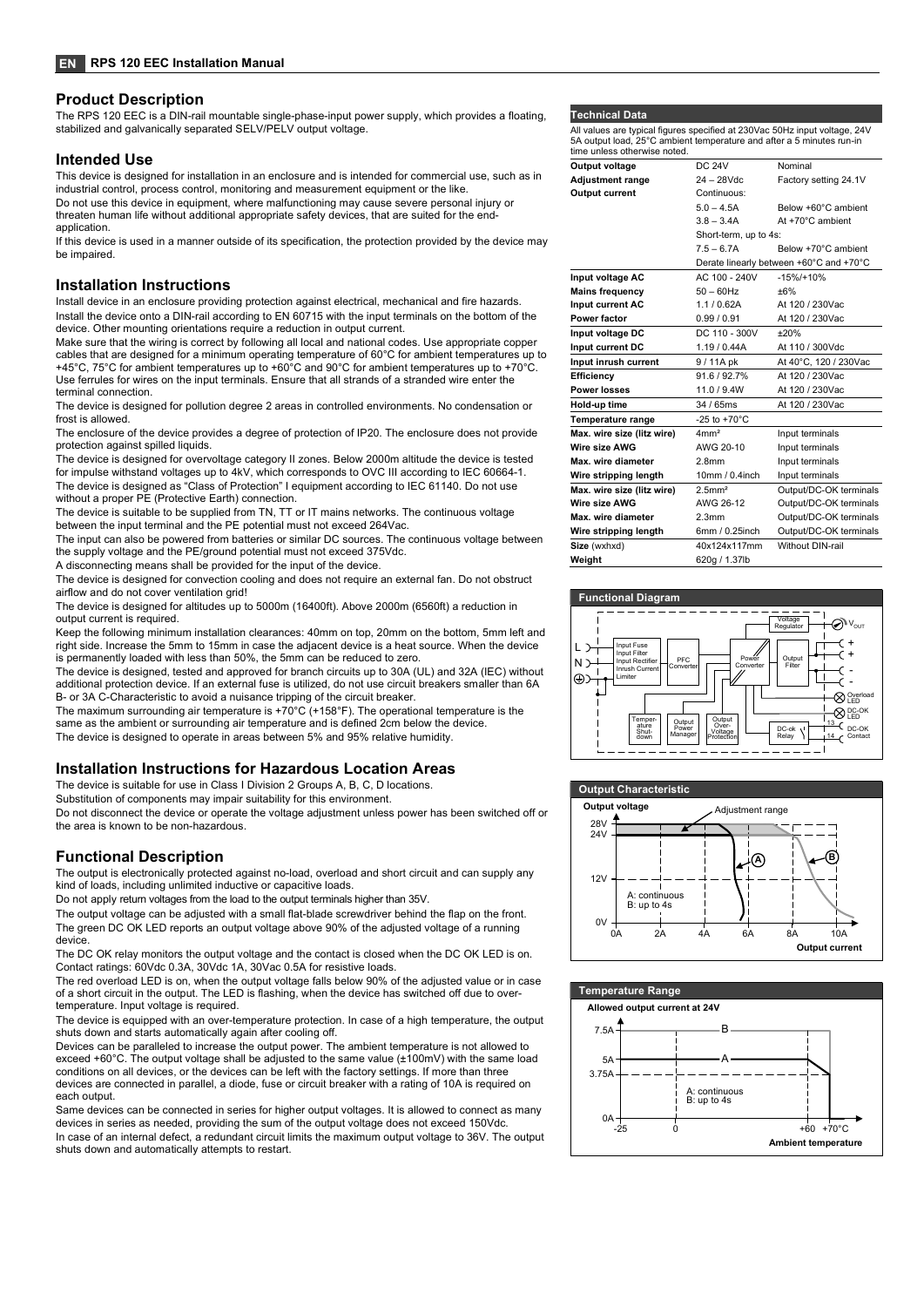## EN RPS 120 EEC Installation Manual

## Product Description

The RPS 120 EEC is a DIN-rail mountable single-phase-input power supply, which provides a floating, stabilized and galvanically separated SELV/PELV output voltage.

## Intended Use

This device is designed for installation in an enclosure and is intended for commercial use, such as in industrial control, process control, monitoring and measurement equipment or the like.

Do not use this device in equipment, where malfunctioning may cause severe personal injury or threaten human life without additional appropriate safety devices, that are suited for the end-application.

If this device is used in a manner outside of its specification, the protection provided by the device may be impaired.

## Installation Instructions

Install device in an enclosure providing protection against electrical, mechanical and fire hazards.

Install the device onto a DIN-rail according to EN 60715 with the input terminals on the bottom of the device. Other mounting orientations require a reduction in output current.

Make sure that the wiring is correct by following all local and national codes. Use appropriate copper cables that are designed for a minimum operating temperature of 60°C for ambient temperatures up to +45°C, 75°C for ambient temperatures up to +60°C and 90°C for ambient temperatures up to +70°C. Use ferrules for wires on the input terminals. Ensure that all strands of a stranded wire enter the terminal connection.

The device is designed for pollution degree 2 areas in controlled environments. No condensation or frost is allowed.

The enclosure of the device provides a degree of protection of IP20. The enclosure does not provide protection against spilled liquids.

The device is designed for overvoltage category II zones. Below 2000m altitude the device is tested for impulse withstand voltages up to 4kV, which corresponds to OVC III according to IEC 60664-1.

The device is designed as "Class of Protection" I equipment according to IEC 61140. Do not use without a proper PE (Protective Earth) connection.

The device is suitable to be supplied from TN, TT or IT mains networks. The continuous voltage between the input terminal and the PE potential must not exceed 264Vac.

The input can also be powered from batteries or similar DC sources. The continuous voltage between the supply voltage and the PE/ground potential must not exceed 375Vdc.

A disconnecting means shall be provided for the input of the device.

The device is designed for convection cooling and does not require an external fan. Do not obstruct airflow and do not cover ventilation grid!

The device is designed for altitudes up to 5000m (16400ft). Above 2000m (6560ft) a reduction in output current is required.

Keep the following minimum installation clearances: 40mm on top, 20mm on the bottom, 5mm left and right side. Increase the 5mm to 15mm in case the adjacent device is a heat source. When the device is permanently loaded with less than 50%, the 5mm can be reduced to zero.

The device is designed, tested and approved for branch circuits up to 30A (UL) and 32A (IEC) without additional protection device. If an external fuse is utilized, do not use circuit breakers smaller than 6A B- or 3A C-Characteristic to avoid a nuisance tripping of the circuit breaker.

The maximum surrounding air temperature is +70°C (+158°F). The operational temperature is the same as the ambient or surrounding air temperature and is defined 2cm below the device.

The device is designed to operate in areas between 5% and 95% relative humidity.

## Installation Instructions for Hazardous Location Areas

The device is suitable for use in Class I Division 2 Groups A, B, C, D locations.

Substitution of components may impair suitability for this environment.

Do not disconnect the device or operate the voltage adjustment unless power has been switched off or the area is known to be non-hazardous.

## Functional Description

The output is electronically protected against no-load, overload and short circuit and can supply any kind of loads, including unlimited inductive or capacitive loads.

Do not apply return voltages from the load to the output terminals higher than 35V.

The output voltage can be adjusted with a small flat-blade screwdriver behind the flap on the front.

The green DC OK LED reports an output voltage above 90% of the adjusted voltage of a running device.

The DC OK relay monitors the output voltage and the contact is closed when the DC OK LED is on. Contact ratings: 60Vdc 0.3A, 30Vdc 1A, 30Vac 0.5A for resistive loads.

The red overload LED is on, when the output voltage falls below 90% of the adjusted value or in case of a short circuit in the output. The LED is flashing, when the device has switched off due to over-temperature. Input voltage is required.

The device is equipped with an over-temperature protection. In case of a high temperature, the output shuts down and starts automatically again after cooling off.

Devices can be paralleled to increase the output power. The ambient temperature is not allowed to exceed +60°C. The output voltage shall be adjusted to the same value (±100mV) with the same load conditions on all devices, or the devices can be left with the factory settings. If more than three devices are connected in parallel, a diode, fuse or circuit breaker with a rating of 10A is required on each output.

Same devices can be connected in series for higher output voltages. It is allowed to connect as many devices in series as needed, providing the sum of the output voltage does not exceed 150Vdc.

In case of an internal defect, a redundant circuit limits the maximum output voltage to 36V. The output shuts down and automatically attempts to restart.

## Technical Data

All values are typical figures specified at 230Vac 50Hz input voltage, 24V 5A output load, 25°C ambient temperature and after a 5 minutes run-in time unless otherwise noted.

| | | |
|---|---|---|
| **Output voltage** | DC 24V | Nominal |
| **Adjustment range** | 24 – 28Vdc | Factory setting 24.1V |
| **Output current** | Continuous: | |
| | 5.0 – 4.5A | Below +60°C ambient |
| | 3.8 – 3.4A | At +70°C ambient |
| | Short-term, up to 4s: | |
| | 7.5 – 6.7A | Below +70°C ambient |
| | Derate linearly between +60°C and +70°C | |
| **Input voltage AC** | AC 100 - 240V | -15%/+10% |
| **Mains frequency** | 50 – 60Hz | ±6% |
| **Input current AC** | 1.1 / 0.62A | At 120 / 230Vac |
| **Power factor** | 0.99 / 0.91 | At 120 / 230Vac |
| **Input voltage DC** | DC 110 - 300V | ±20% |
| **Input current DC** | 1.19 / 0.44A | At 110 / 300Vdc |
| **Input inrush current** | 9 / 11A pk | At 40°C, 120 / 230Vac |
| **Efficiency** | 91.6 / 92.7% | At 120 / 230Vac |
| **Power losses** | 11.0 / 9.4W | At 120 / 230Vac |
| **Hold-up time** | 34 / 65ms | At 120 / 230Vac |
| **Temperature range** | -25 to +70°C | |
| **Max. wire size (litz wire)** | 4mm² | Input terminals |
| **Wire size AWG** | AWG 20-10 | Input terminals |
| **Max. wire diameter** | 2.8mm | Input terminals |
| **Wire stripping length** | 10mm / 0.4inch | Input terminals |
| **Max. wire size (litz wire)** | 2.5mm² | Output/DC-OK terminals |
| **Wire size AWG** | AWG 26-12 | Output/DC-OK terminals |
| **Max. wire diameter** | 2.3mm | Output/DC-OK terminals |
| **Wire stripping length** | 6mm / 0.25inch | Output/DC-OK terminals |
| **Size** (wxhxd) | 40x124x117mm | Without DIN-rail |
| **Weight** | 620g / 1.37lb | |

## Functional Diagram

L
N
Input Fuse
Input Filter
Input Rectifier
Inrush Current
Limiter
PFC Converter
Power Converter
Output Filter
Voltage Regulator
$V_{OUT}$
+
+
-
-
Overload LED
DC-OK LED
Temperature Shutdown
Output Power Manager
Output Over-Voltage Protection
DC-ok Relay
13
14
DC-OK Contact

## Output Characteristic

Output voltage
Adjustment range
28V
24V
12V
0V
A
B
A: continuous
B: up to 4s
0A 2A 4A 6A 8A 10A
Output current

## Temperature Range

Allowed output current at 24V
7.5A
5A
3.75A
0A
B
A
A: continuous
B: up to 4s
-25 0 +60 +70°C
Ambient temperature